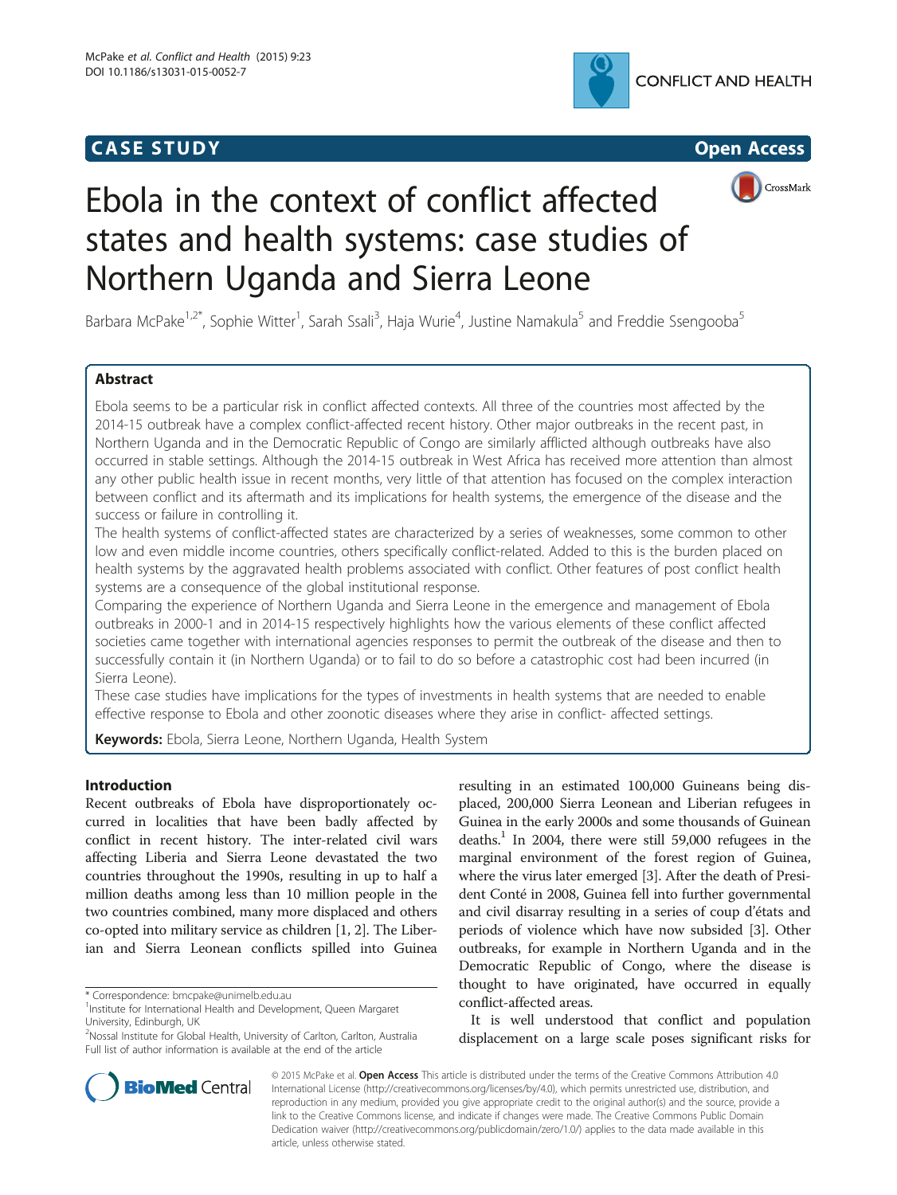CASE STUDY

Open Access

# Ebola in the context of conflict affected states and health systems: case studies of Northern Uganda and Sierra Leone

Barbara McPake[1,2*], Sophie Witter[1], Sarah Ssali[3], Haja Wurie[4], Justine Namakula[5] and Freddie Ssengooba[5]

## Abstract

Ebola seems to be a particular risk in conflict affected contexts. All three of the countries most affected by the 2014-15 outbreak have a complex conflict-affected recent history. Other major outbreaks in the recent past, in Northern Uganda and in the Democratic Republic of Congo are similarly afflicted although outbreaks have also occurred in stable settings. Although the 2014-15 outbreak in West Africa has received more attention than almost any other public health issue in recent months, very little of that attention has focused on the complex interaction between conflict and its aftermath and its implications for health systems, the emergence of the disease and the success or failure in controlling it.

The health systems of conflict-affected states are characterized by a series of weaknesses, some common to other low and even middle income countries, others specifically conflict-related. Added to this is the burden placed on health systems by the aggravated health problems associated with conflict. Other features of post conflict health systems are a consequence of the global institutional response.

Comparing the experience of Northern Uganda and Sierra Leone in the emergence and management of Ebola outbreaks in 2000-1 and in 2014-15 respectively highlights how the various elements of these conflict affected societies came together with international agencies responses to permit the outbreak of the disease and then to successfully contain it (in Northern Uganda) or to fail to do so before a catastrophic cost had been incurred (in Sierra Leone).

These case studies have implications for the types of investments in health systems that are needed to enable effective response to Ebola and other zoonotic diseases where they arise in conflict- affected settings.

**Keywords:** Ebola, Sierra Leone, Northern Uganda, Health System

## Introduction

Recent outbreaks of Ebola have disproportionately occurred in localities that have been badly affected by conflict in recent history. The inter-related civil wars affecting Liberia and Sierra Leone devastated the two countries throughout the 1990s, resulting in up to half a million deaths among less than 10 million people in the two countries combined, many more displaced and others co-opted into military service as children [1, 2]. The Liberian and Sierra Leonean conflicts spilled into Guinea resulting in an estimated 100,000 Guineans being displaced, 200,000 Sierra Leonean and Liberian refugees in Guinea in the early 2000s and some thousands of Guinean deaths.[1] In 2004, there were still 59,000 refugees in the marginal environment of the forest region of Guinea, where the virus later emerged [3]. After the death of President Conté in 2008, Guinea fell into further governmental and civil disarray resulting in a series of coup d'états and periods of violence which have now subsided [3]. Other outbreaks, for example in Northern Uganda and in the Democratic Republic of Congo, where the disease is thought to have originated, have occurred in equally conflict-affected areas.

It is well understood that conflict and population displacement on a large scale poses significant risks for

---

\* Correspondence: bmcpake@unimelb.edu.au
[1]Institute for International Health and Development, Queen Margaret University, Edinburgh, UK
[2]Nossal Institute for Global Health, University of Carlton, Carlton, Australia
Full list of author information is available at the end of the article

© 2015 McPake et al. **Open Access** This article is distributed under the terms of the Creative Commons Attribution 4.0 International License (http://creativecommons.org/licenses/by/4.0/), which permits unrestricted use, distribution, and reproduction in any medium, provided you give appropriate credit to the original author(s) and the source, provide a link to the Creative Commons license, and indicate if changes were made. The Creative Commons Public Domain Dedication waiver (http://creativecommons.org/publicdomain/zero/1.0/) applies to the data made available in this article, unless otherwise stated.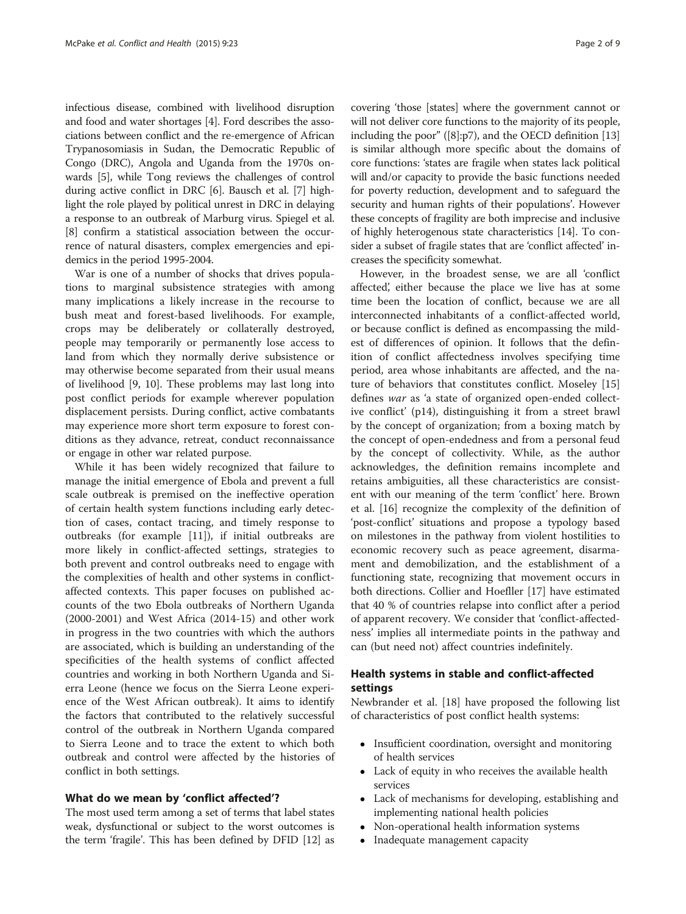infectious disease, combined with livelihood disruption and food and water shortages [4]. Ford describes the associations between conflict and the re-emergence of African Trypanosomiasis in Sudan, the Democratic Republic of Congo (DRC), Angola and Uganda from the 1970s onwards [5], while Tong reviews the challenges of control during active conflict in DRC [6]. Bausch et al. [7] highlight the role played by political unrest in DRC in delaying a response to an outbreak of Marburg virus. Spiegel et al. [8] confirm a statistical association between the occurrence of natural disasters, complex emergencies and epidemics in the period 1995-2004.

War is one of a number of shocks that drives populations to marginal subsistence strategies with among many implications a likely increase in the recourse to bush meat and forest-based livelihoods. For example, crops may be deliberately or collaterally destroyed, people may temporarily or permanently lose access to land from which they normally derive subsistence or may otherwise become separated from their usual means of livelihood [9, 10]. These problems may last long into post conflict periods for example wherever population displacement persists. During conflict, active combatants may experience more short term exposure to forest conditions as they advance, retreat, conduct reconnaissance or engage in other war related purpose.

While it has been widely recognized that failure to manage the initial emergence of Ebola and prevent a full scale outbreak is premised on the ineffective operation of certain health system functions including early detection of cases, contact tracing, and timely response to outbreaks (for example [11]), if initial outbreaks are more likely in conflict-affected settings, strategies to both prevent and control outbreaks need to engage with the complexities of health and other systems in conflict-affected contexts. This paper focuses on published accounts of the two Ebola outbreaks of Northern Uganda (2000-2001) and West Africa (2014-15) and other work in progress in the two countries with which the authors are associated, which is building an understanding of the specificities of the health systems of conflict affected countries and working in both Northern Uganda and Sierra Leone (hence we focus on the Sierra Leone experience of the West African outbreak). It aims to identify the factors that contributed to the relatively successful control of the outbreak in Northern Uganda compared to Sierra Leone and to trace the extent to which both outbreak and control were affected by the histories of conflict in both settings.

## What do we mean by 'conflict affected'?

The most used term among a set of terms that label states weak, dysfunctional or subject to the worst outcomes is the term 'fragile'. This has been defined by DFID [12] as covering 'those [states] where the government cannot or will not deliver core functions to the majority of its people, including the poor" ([8]:p7), and the OECD definition [13] is similar although more specific about the domains of core functions: 'states are fragile when states lack political will and/or capacity to provide the basic functions needed for poverty reduction, development and to safeguard the security and human rights of their populations'. However these concepts of fragility are both imprecise and inclusive of highly heterogenous state characteristics [14]. To consider a subset of fragile states that are 'conflict affected' increases the specificity somewhat.

However, in the broadest sense, we are all 'conflict affected', either because the place we live has at some time been the location of conflict, because we are all interconnected inhabitants of a conflict-affected world, or because conflict is defined as encompassing the mildest of differences of opinion. It follows that the definition of conflict affectedness involves specifying time period, area whose inhabitants are affected, and the nature of behaviors that constitutes conflict. Moseley [15] defines *war* as 'a state of organized open-ended collective conflict' (p14), distinguishing it from a street brawl by the concept of organization; from a boxing match by the concept of open-endedness and from a personal feud by the concept of collectivity. While, as the author acknowledges, the definition remains incomplete and retains ambiguities, all these characteristics are consistent with our meaning of the term 'conflict' here. Brown et al. [16] recognize the complexity of the definition of 'post-conflict' situations and propose a typology based on milestones in the pathway from violent hostilities to economic recovery such as peace agreement, disarmament and demobilization, and the establishment of a functioning state, recognizing that movement occurs in both directions. Collier and Hoefller [17] have estimated that 40 % of countries relapse into conflict after a period of apparent recovery. We consider that 'conflict-affectedness' implies all intermediate points in the pathway and can (but need not) affect countries indefinitely.

## Health systems in stable and conflict-affected settings

Newbrander et al. [18] have proposed the following list of characteristics of post conflict health systems:

- Insufficient coordination, oversight and monitoring of health services
- Lack of equity in who receives the available health services
- Lack of mechanisms for developing, establishing and implementing national health policies
- Non-operational health information systems
- Inadequate management capacity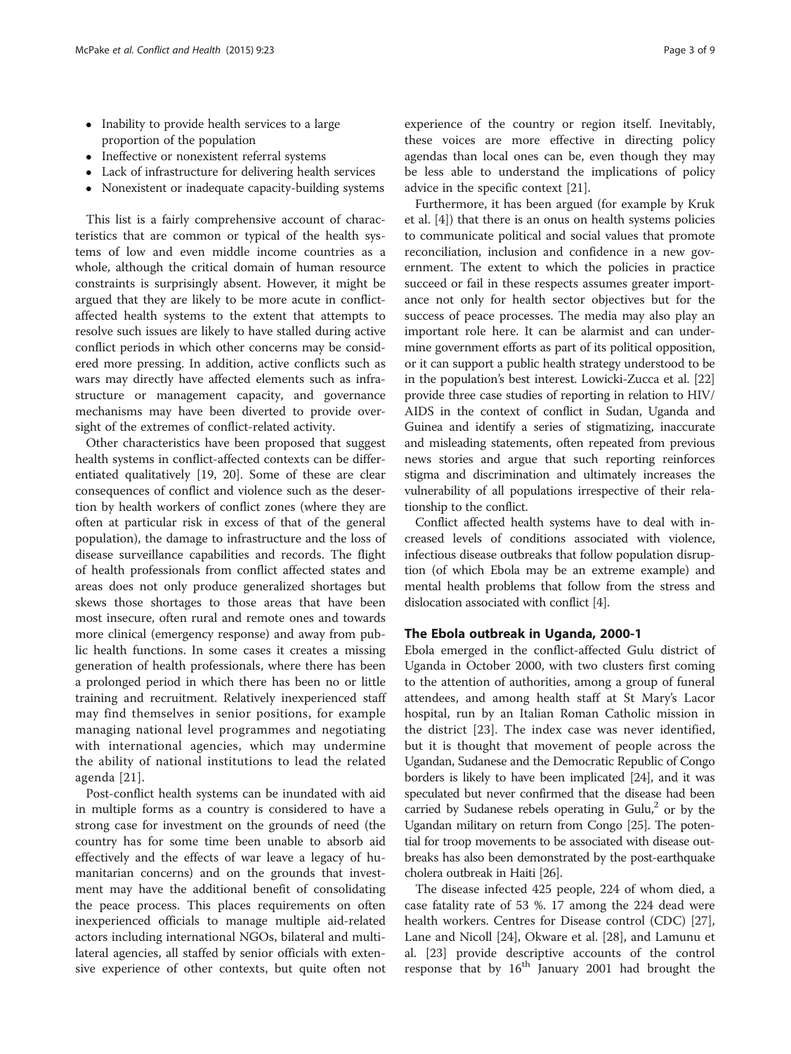- Inability to provide health services to a large proportion of the population
- Ineffective or nonexistent referral systems
- Lack of infrastructure for delivering health services
- Nonexistent or inadequate capacity-building systems

This list is a fairly comprehensive account of characteristics that are common or typical of the health systems of low and even middle income countries as a whole, although the critical domain of human resource constraints is surprisingly absent. However, it might be argued that they are likely to be more acute in conflict-affected health systems to the extent that attempts to resolve such issues are likely to have stalled during active conflict periods in which other concerns may be considered more pressing. In addition, active conflicts such as wars may directly have affected elements such as infrastructure or management capacity, and governance mechanisms may have been diverted to provide oversight of the extremes of conflict-related activity.

Other characteristics have been proposed that suggest health systems in conflict-affected contexts can be differentiated qualitatively [19, 20]. Some of these are clear consequences of conflict and violence such as the desertion by health workers of conflict zones (where they are often at particular risk in excess of that of the general population), the damage to infrastructure and the loss of disease surveillance capabilities and records. The flight of health professionals from conflict affected states and areas does not only produce generalized shortages but skews those shortages to those areas that have been most insecure, often rural and remote ones and towards more clinical (emergency response) and away from public health functions. In some cases it creates a missing generation of health professionals, where there has been a prolonged period in which there has been no or little training and recruitment. Relatively inexperienced staff may find themselves in senior positions, for example managing national level programmes and negotiating with international agencies, which may undermine the ability of national institutions to lead the related agenda [21].

Post-conflict health systems can be inundated with aid in multiple forms as a country is considered to have a strong case for investment on the grounds of need (the country has for some time been unable to absorb aid effectively and the effects of war leave a legacy of humanitarian concerns) and on the grounds that investment may have the additional benefit of consolidating the peace process. This places requirements on often inexperienced officials to manage multiple aid-related actors including international NGOs, bilateral and multilateral agencies, all staffed by senior officials with extensive experience of other contexts, but quite often not experience of the country or region itself. Inevitably, these voices are more effective in directing policy agendas than local ones can be, even though they may be less able to understand the implications of policy advice in the specific context [21].

Furthermore, it has been argued (for example by Kruk et al. [4]) that there is an onus on health systems policies to communicate political and social values that promote reconciliation, inclusion and confidence in a new government. The extent to which the policies in practice succeed or fail in these respects assumes greater importance not only for health sector objectives but for the success of peace processes. The media may also play an important role here. It can be alarmist and can undermine government efforts as part of its political opposition, or it can support a public health strategy understood to be in the population's best interest. Lowicki-Zucca et al. [22] provide three case studies of reporting in relation to HIV/AIDS in the context of conflict in Sudan, Uganda and Guinea and identify a series of stigmatizing, inaccurate and misleading statements, often repeated from previous news stories and argue that such reporting reinforces stigma and discrimination and ultimately increases the vulnerability of all populations irrespective of their relationship to the conflict.

Conflict affected health systems have to deal with increased levels of conditions associated with violence, infectious disease outbreaks that follow population disruption (of which Ebola may be an extreme example) and mental health problems that follow from the stress and dislocation associated with conflict [4].

## The Ebola outbreak in Uganda, 2000-1

Ebola emerged in the conflict-affected Gulu district of Uganda in October 2000, with two clusters first coming to the attention of authorities, among a group of funeral attendees, and among health staff at St Mary's Lacor hospital, run by an Italian Roman Catholic mission in the district [23]. The index case was never identified, but it is thought that movement of people across the Ugandan, Sudanese and the Democratic Republic of Congo borders is likely to have been implicated [24], and it was speculated but never confirmed that the disease had been carried by Sudanese rebels operating in Gulu,[2] or by the Ugandan military on return from Congo [25]. The potential for troop movements to be associated with disease outbreaks has also been demonstrated by the post-earthquake cholera outbreak in Haiti [26].

The disease infected 425 people, 224 of whom died, a case fatality rate of 53 %. 17 among the 224 dead were health workers. Centres for Disease control (CDC) [27], Lane and Nicoll [24], Okware et al. [28], and Lamunu et al. [23] provide descriptive accounts of the control response that by 16th January 2001 had brought the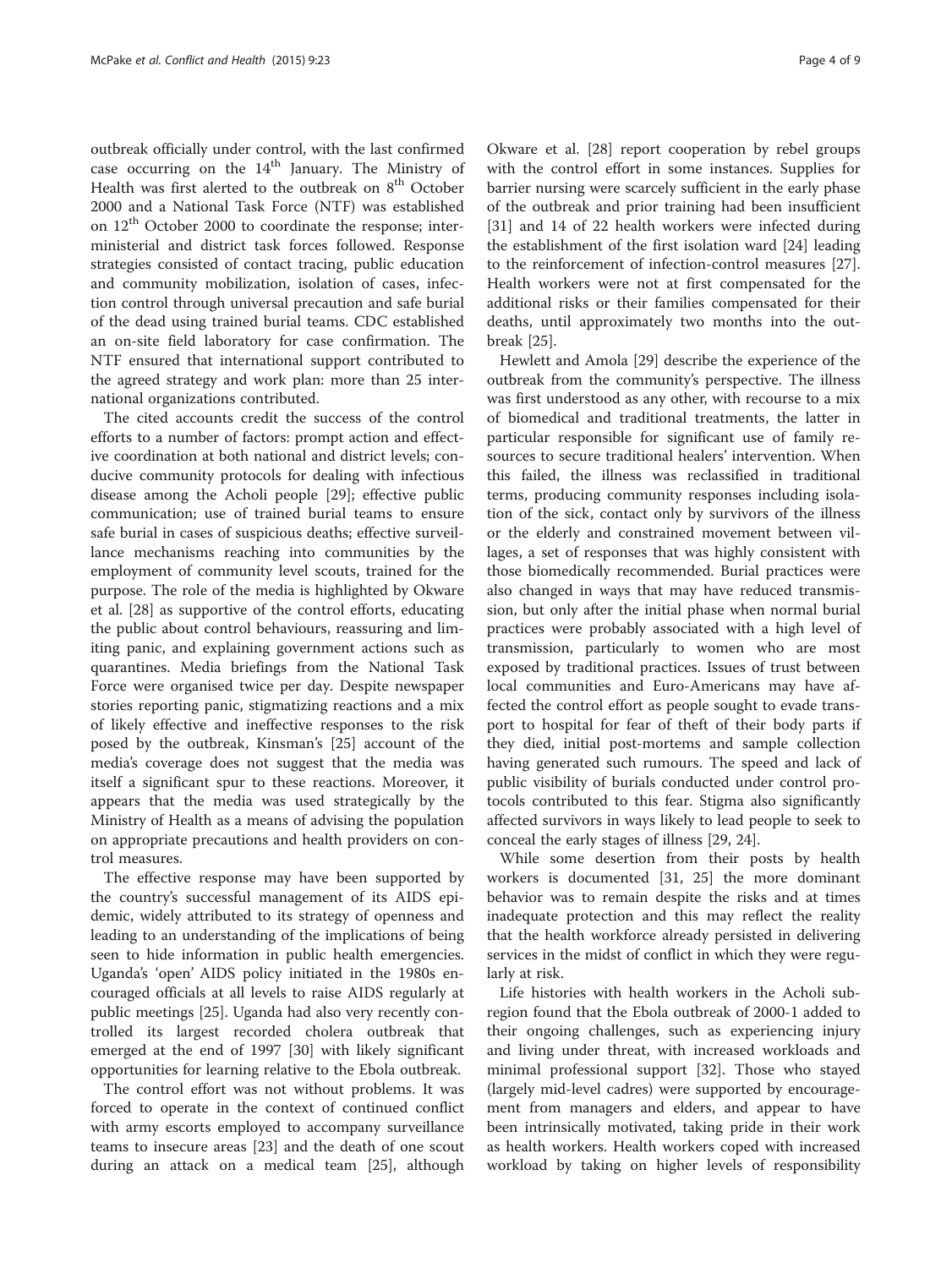outbreak officially under control, with the last confirmed case occurring on the 14th January. The Ministry of Health was first alerted to the outbreak on 8th October 2000 and a National Task Force (NTF) was established on 12th October 2000 to coordinate the response; inter-ministerial and district task forces followed. Response strategies consisted of contact tracing, public education and community mobilization, isolation of cases, infection control through universal precaution and safe burial of the dead using trained burial teams. CDC established an on-site field laboratory for case confirmation. The NTF ensured that international support contributed to the agreed strategy and work plan: more than 25 international organizations contributed.

The cited accounts credit the success of the control efforts to a number of factors: prompt action and effective coordination at both national and district levels; conducive community protocols for dealing with infectious disease among the Acholi people [29]; effective public communication; use of trained burial teams to ensure safe burial in cases of suspicious deaths; effective surveillance mechanisms reaching into communities by the employment of community level scouts, trained for the purpose. The role of the media is highlighted by Okware et al. [28] as supportive of the control efforts, educating the public about control behaviours, reassuring and limiting panic, and explaining government actions such as quarantines. Media briefings from the National Task Force were organised twice per day. Despite newspaper stories reporting panic, stigmatizing reactions and a mix of likely effective and ineffective responses to the risk posed by the outbreak, Kinsman's [25] account of the media's coverage does not suggest that the media was itself a significant spur to these reactions. Moreover, it appears that the media was used strategically by the Ministry of Health as a means of advising the population on appropriate precautions and health providers on control measures.

The effective response may have been supported by the country's successful management of its AIDS epidemic, widely attributed to its strategy of openness and leading to an understanding of the implications of being seen to hide information in public health emergencies. Uganda's 'open' AIDS policy initiated in the 1980s encouraged officials at all levels to raise AIDS regularly at public meetings [25]. Uganda had also very recently controlled its largest recorded cholera outbreak that emerged at the end of 1997 [30] with likely significant opportunities for learning relative to the Ebola outbreak.

The control effort was not without problems. It was forced to operate in the context of continued conflict with army escorts employed to accompany surveillance teams to insecure areas [23] and the death of one scout during an attack on a medical team [25], although Okware et al. [28] report cooperation by rebel groups with the control effort in some instances. Supplies for barrier nursing were scarcely sufficient in the early phase of the outbreak and prior training had been insufficient [31] and 14 of 22 health workers were infected during the establishment of the first isolation ward [24] leading to the reinforcement of infection-control measures [27]. Health workers were not at first compensated for the additional risks or their families compensated for their deaths, until approximately two months into the outbreak [25].

Hewlett and Amola [29] describe the experience of the outbreak from the community's perspective. The illness was first understood as any other, with recourse to a mix of biomedical and traditional treatments, the latter in particular responsible for significant use of family resources to secure traditional healers' intervention. When this failed, the illness was reclassified in traditional terms, producing community responses including isolation of the sick, contact only by survivors of the illness or the elderly and constrained movement between villages, a set of responses that was highly consistent with those biomedically recommended. Burial practices were also changed in ways that may have reduced transmission, but only after the initial phase when normal burial practices were probably associated with a high level of transmission, particularly to women who are most exposed by traditional practices. Issues of trust between local communities and Euro-Americans may have affected the control effort as people sought to evade transport to hospital for fear of theft of their body parts if they died, initial post-mortems and sample collection having generated such rumours. The speed and lack of public visibility of burials conducted under control protocols contributed to this fear. Stigma also significantly affected survivors in ways likely to lead people to seek to conceal the early stages of illness [29, 24].

While some desertion from their posts by health workers is documented [31, 25] the more dominant behavior was to remain despite the risks and at times inadequate protection and this may reflect the reality that the health workforce already persisted in delivering services in the midst of conflict in which they were regularly at risk.

Life histories with health workers in the Acholi sub-region found that the Ebola outbreak of 2000-1 added to their ongoing challenges, such as experiencing injury and living under threat, with increased workloads and minimal professional support [32]. Those who stayed (largely mid-level cadres) were supported by encouragement from managers and elders, and appear to have been intrinsically motivated, taking pride in their work as health workers. Health workers coped with increased workload by taking on higher levels of responsibility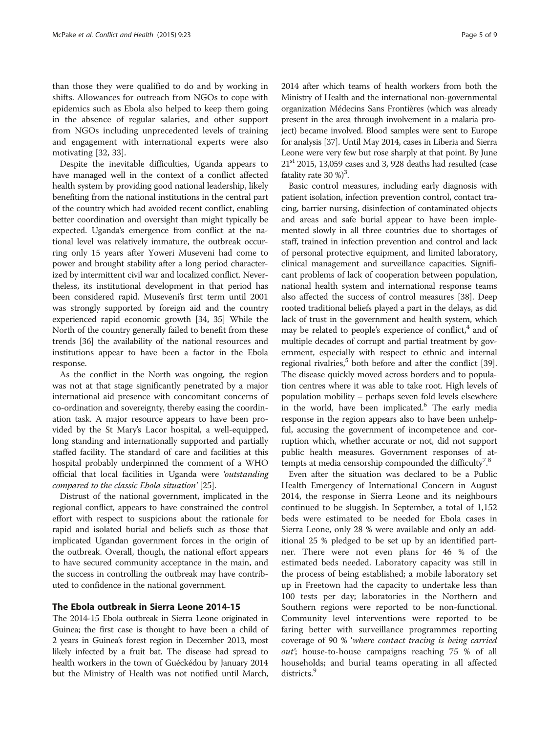than those they were qualified to do and by working in shifts. Allowances for outreach from NGOs to cope with epidemics such as Ebola also helped to keep them going in the absence of regular salaries, and other support from NGOs including unprecedented levels of training and engagement with international experts were also motivating [32, 33].

Despite the inevitable difficulties, Uganda appears to have managed well in the context of a conflict affected health system by providing good national leadership, likely benefiting from the national institutions in the central part of the country which had avoided recent conflict, enabling better coordination and oversight than might typically be expected. Uganda's emergence from conflict at the national level was relatively immature, the outbreak occurring only 15 years after Yoweri Museveni had come to power and brought stability after a long period characterized by intermittent civil war and localized conflict. Nevertheless, its institutional development in that period has been considered rapid. Museveni's first term until 2001 was strongly supported by foreign aid and the country experienced rapid economic growth [34, 35] While the North of the country generally failed to benefit from these trends [36] the availability of the national resources and institutions appear to have been a factor in the Ebola response.

As the conflict in the North was ongoing, the region was not at that stage significantly penetrated by a major international aid presence with concomitant concerns of co-ordination and sovereignty, thereby easing the coordination task. A major resource appears to have been provided by the St Mary's Lacor hospital, a well-equipped, long standing and internationally supported and partially staffed facility. The standard of care and facilities at this hospital probably underpinned the comment of a WHO official that local facilities in Uganda were *'outstanding compared to the classic Ebola situation'* [25].

Distrust of the national government, implicated in the regional conflict, appears to have constrained the control effort with respect to suspicions about the rationale for rapid and isolated burial and beliefs such as those that implicated Ugandan government forces in the origin of the outbreak. Overall, though, the national effort appears to have secured community acceptance in the main, and the success in controlling the outbreak may have contributed to confidence in the national government.

## The Ebola outbreak in Sierra Leone 2014-15

The 2014-15 Ebola outbreak in Sierra Leone originated in Guinea; the first case is thought to have been a child of 2 years in Guinea's forest region in December 2013, most likely infected by a fruit bat. The disease had spread to health workers in the town of Guéckédou by January 2014 but the Ministry of Health was not notified until March, 2014 after which teams of health workers from both the Ministry of Health and the international non-governmental organization Médecins Sans Frontières (which was already present in the area through involvement in a malaria project) became involved. Blood samples were sent to Europe for analysis [37]. Until May 2014, cases in Liberia and Sierra Leone were very few but rose sharply at that point. By June 21st 2015, 13,059 cases and 3, 928 deaths had resulted (case fatality rate 30 %)[3].

Basic control measures, including early diagnosis with patient isolation, infection prevention control, contact tracing, barrier nursing, disinfection of contaminated objects and areas and safe burial appear to have been implemented slowly in all three countries due to shortages of staff, trained in infection prevention and control and lack of personal protective equipment, and limited laboratory, clinical management and surveillance capacities. Significant problems of lack of cooperation between population, national health system and international response teams also affected the success of control measures [38]. Deep rooted traditional beliefs played a part in the delays, as did lack of trust in the government and health system, which may be related to people's experience of conflict,[4] and of multiple decades of corrupt and partial treatment by government, especially with respect to ethnic and internal regional rivalries,[5] both before and after the conflict [39]. The disease quickly moved across borders and to population centres where it was able to take root. High levels of population mobility – perhaps seven fold levels elsewhere in the world, have been implicated.[6] The early media response in the region appears also to have been unhelpful, accusing the government of incompetence and corruption which, whether accurate or not, did not support public health measures. Government responses of attempts at media censorship compounded the difficulty[7].[8]

Even after the situation was declared to be a Public Health Emergency of International Concern in August 2014, the response in Sierra Leone and its neighbours continued to be sluggish. In September, a total of 1,152 beds were estimated to be needed for Ebola cases in Sierra Leone, only 28 % were available and only an additional 25 % pledged to be set up by an identified partner. There were not even plans for 46 % of the estimated beds needed. Laboratory capacity was still in the process of being established; a mobile laboratory set up in Freetown had the capacity to undertake less than 100 tests per day; laboratories in the Northern and Southern regions were reported to be non-functional. Community level interventions were reported to be faring better with surveillance programmes reporting coverage of 90 % *'where contact tracing is being carried out'*; house-to-house campaigns reaching 75 % of all households; and burial teams operating in all affected districts.[9]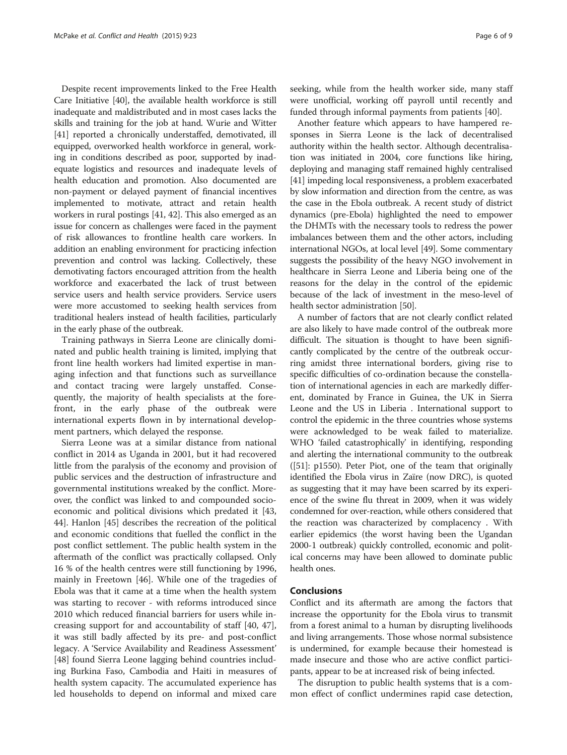Despite recent improvements linked to the Free Health Care Initiative [40], the available health workforce is still inadequate and maldistributed and in most cases lacks the skills and training for the job at hand. Wurie and Witter [41] reported a chronically understaffed, demotivated, ill equipped, overworked health workforce in general, working in conditions described as poor, supported by inadequate logistics and resources and inadequate levels of health education and promotion. Also documented are non-payment or delayed payment of financial incentives implemented to motivate, attract and retain health workers in rural postings [41, 42]. This also emerged as an issue for concern as challenges were faced in the payment of risk allowances to frontline health care workers. In addition an enabling environment for practicing infection prevention and control was lacking. Collectively, these demotivating factors encouraged attrition from the health workforce and exacerbated the lack of trust between service users and health service providers. Service users were more accustomed to seeking health services from traditional healers instead of health facilities, particularly in the early phase of the outbreak.

Training pathways in Sierra Leone are clinically dominated and public health training is limited, implying that front line health workers had limited expertise in managing infection and that functions such as surveillance and contact tracing were largely unstaffed. Consequently, the majority of health specialists at the forefront, in the early phase of the outbreak were international experts flown in by international development partners, which delayed the response.

Sierra Leone was at a similar distance from national conflict in 2014 as Uganda in 2001, but it had recovered little from the paralysis of the economy and provision of public services and the destruction of infrastructure and governmental institutions wreaked by the conflict. Moreover, the conflict was linked to and compounded socioeconomic and political divisions which predated it [43, 44]. Hanlon [45] describes the recreation of the political and economic conditions that fuelled the conflict in the post conflict settlement. The public health system in the aftermath of the conflict was practically collapsed. Only 16 % of the health centres were still functioning by 1996, mainly in Freetown [46]. While one of the tragedies of Ebola was that it came at a time when the health system was starting to recover - with reforms introduced since 2010 which reduced financial barriers for users while increasing support for and accountability of staff [40, 47], it was still badly affected by its pre- and post-conflict legacy. A 'Service Availability and Readiness Assessment' [48] found Sierra Leone lagging behind countries including Burkina Faso, Cambodia and Haiti in measures of health system capacity. The accumulated experience has led households to depend on informal and mixed care seeking, while from the health worker side, many staff were unofficial, working off payroll until recently and funded through informal payments from patients [40].

Another feature which appears to have hampered responses in Sierra Leone is the lack of decentralised authority within the health sector. Although decentralisation was initiated in 2004, core functions like hiring, deploying and managing staff remained highly centralised [41] impeding local responsiveness, a problem exacerbated by slow information and direction from the centre, as was the case in the Ebola outbreak. A recent study of district dynamics (pre-Ebola) highlighted the need to empower the DHMTs with the necessary tools to redress the power imbalances between them and the other actors, including international NGOs, at local level [49]. Some commentary suggests the possibility of the heavy NGO involvement in healthcare in Sierra Leone and Liberia being one of the reasons for the delay in the control of the epidemic because of the lack of investment in the meso-level of health sector administration [50].

A number of factors that are not clearly conflict related are also likely to have made control of the outbreak more difficult. The situation is thought to have been significantly complicated by the centre of the outbreak occurring amidst three international borders, giving rise to specific difficulties of co-ordination because the constellation of international agencies in each are markedly different, dominated by France in Guinea, the UK in Sierra Leone and the US in Liberia . International support to control the epidemic in the three countries whose systems were acknowledged to be weak failed to materialize. WHO 'failed catastrophically' in identifying, responding and alerting the international community to the outbreak ([51]: p1550). Peter Piot, one of the team that originally identified the Ebola virus in Zaïre (now DRC), is quoted as suggesting that it may have been scarred by its experience of the swine flu threat in 2009, when it was widely condemned for over-reaction, while others considered that the reaction was characterized by complacency . With earlier epidemics (the worst having been the Ugandan 2000-1 outbreak) quickly controlled, economic and political concerns may have been allowed to dominate public health ones.

## Conclusions

Conflict and its aftermath are among the factors that increase the opportunity for the Ebola virus to transmit from a forest animal to a human by disrupting livelihoods and living arrangements. Those whose normal subsistence is undermined, for example because their homestead is made insecure and those who are active conflict participants, appear to be at increased risk of being infected.

The disruption to public health systems that is a common effect of conflict undermines rapid case detection,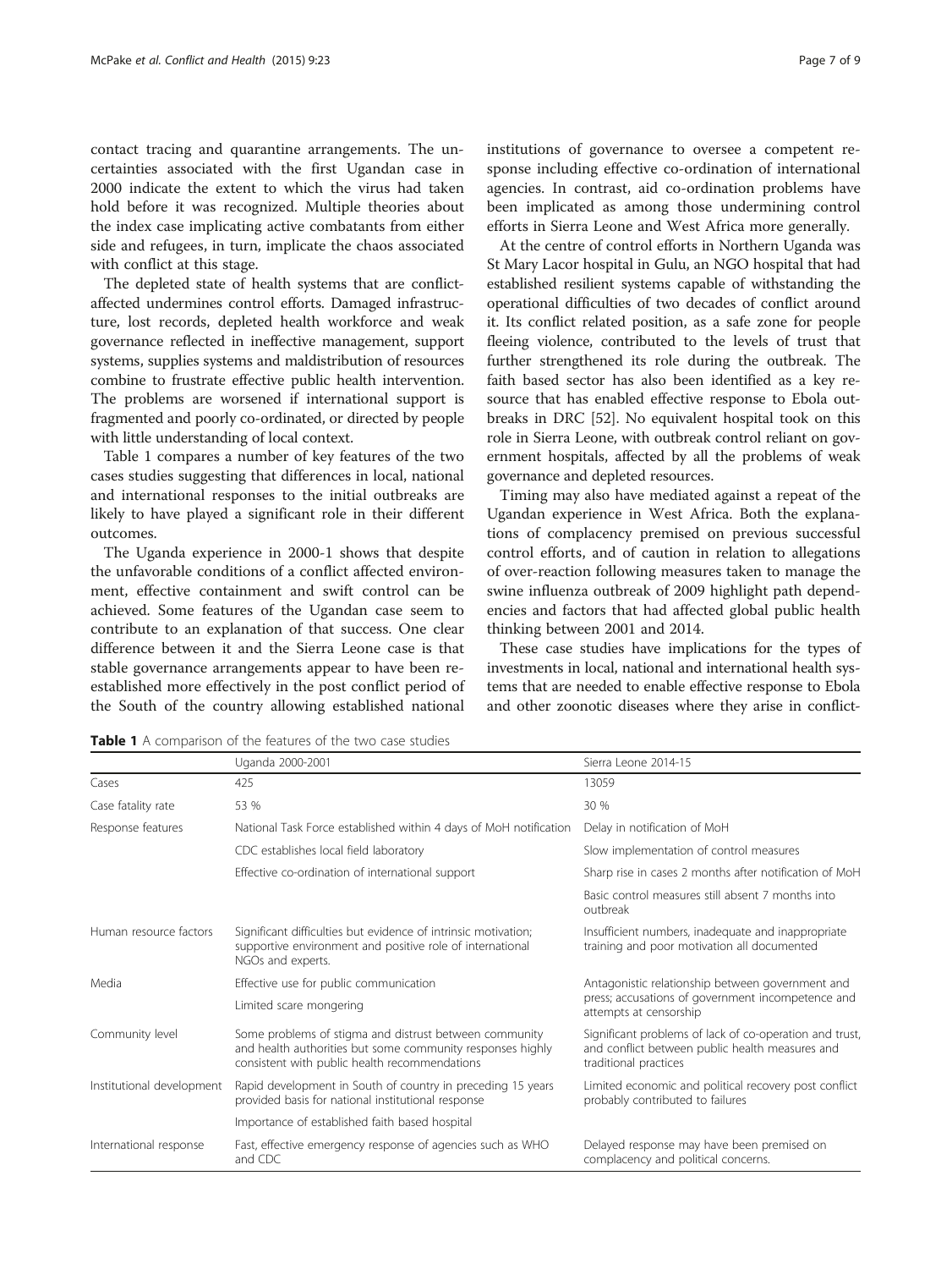contact tracing and quarantine arrangements. The uncertainties associated with the first Ugandan case in 2000 indicate the extent to which the virus had taken hold before it was recognized. Multiple theories about the index case implicating active combatants from either side and refugees, in turn, implicate the chaos associated with conflict at this stage.

The depleted state of health systems that are conflict-affected undermines control efforts. Damaged infrastructure, lost records, depleted health workforce and weak governance reflected in ineffective management, support systems, supplies systems and maldistribution of resources combine to frustrate effective public health intervention. The problems are worsened if international support is fragmented and poorly co-ordinated, or directed by people with little understanding of local context.

Table 1 compares a number of key features of the two cases studies suggesting that differences in local, national and international responses to the initial outbreaks are likely to have played a significant role in their different outcomes.

The Uganda experience in 2000-1 shows that despite the unfavorable conditions of a conflict affected environment, effective containment and swift control can be achieved. Some features of the Ugandan case seem to contribute to an explanation of that success. One clear difference between it and the Sierra Leone case is that stable governance arrangements appear to have been re-established more effectively in the post conflict period of the South of the country allowing established national institutions of governance to oversee a competent response including effective co-ordination of international agencies. In contrast, aid co-ordination problems have been implicated as among those undermining control efforts in Sierra Leone and West Africa more generally.

At the centre of control efforts in Northern Uganda was St Mary Lacor hospital in Gulu, an NGO hospital that had established resilient systems capable of withstanding the operational difficulties of two decades of conflict around it. Its conflict related position, as a safe zone for people fleeing violence, contributed to the levels of trust that further strengthened its role during the outbreak. The faith based sector has also been identified as a key resource that has enabled effective response to Ebola outbreaks in DRC [52]. No equivalent hospital took on this role in Sierra Leone, with outbreak control reliant on government hospitals, affected by all the problems of weak governance and depleted resources.

Timing may also have mediated against a repeat of the Ugandan experience in West Africa. Both the explanations of complacency premised on previous successful control efforts, and of caution in relation to allegations of over-reaction following measures taken to manage the swine influenza outbreak of 2009 highlight path dependencies and factors that had affected global public health thinking between 2001 and 2014.

These case studies have implications for the types of investments in local, national and international health systems that are needed to enable effective response to Ebola and other zoonotic diseases where they arise in conflict-

**Table 1** A comparison of the features of the two case studies

| | Uganda 2000-2001 | Sierra Leone 2014-15 |
|---|---|---|
| Cases | 425 | 13059 |
| Case fatality rate | 53 % | 30 % |
| Response features | National Task Force established within 4 days of MoH notification | Delay in notification of MoH |
| | CDC establishes local field laboratory | Slow implementation of control measures |
| | Effective co-ordination of international support | Sharp rise in cases 2 months after notification of MoH |
| | | Basic control measures still absent 7 months into outbreak |
| Human resource factors | Significant difficulties but evidence of intrinsic motivation; supportive environment and positive role of international NGOs and experts. | Insufficient numbers, inadequate and inappropriate training and poor motivation all documented |
| Media | Effective use for public communication | Antagonistic relationship between government and press; accusations of government incompetence and attempts at censorship |
| | Limited scare mongering | |
| Community level | Some problems of stigma and distrust between community and health authorities but some community responses highly consistent with public health recommendations | Significant problems of lack of co-operation and trust, and conflict between public health measures and traditional practices |
| Institutional development | Rapid development in South of country in preceding 15 years provided basis for national institutional response | Limited economic and political recovery post conflict probably contributed to failures |
| | Importance of established faith based hospital | |
| International response | Fast, effective emergency response of agencies such as WHO and CDC | Delayed response may have been premised on complacency and political concerns. |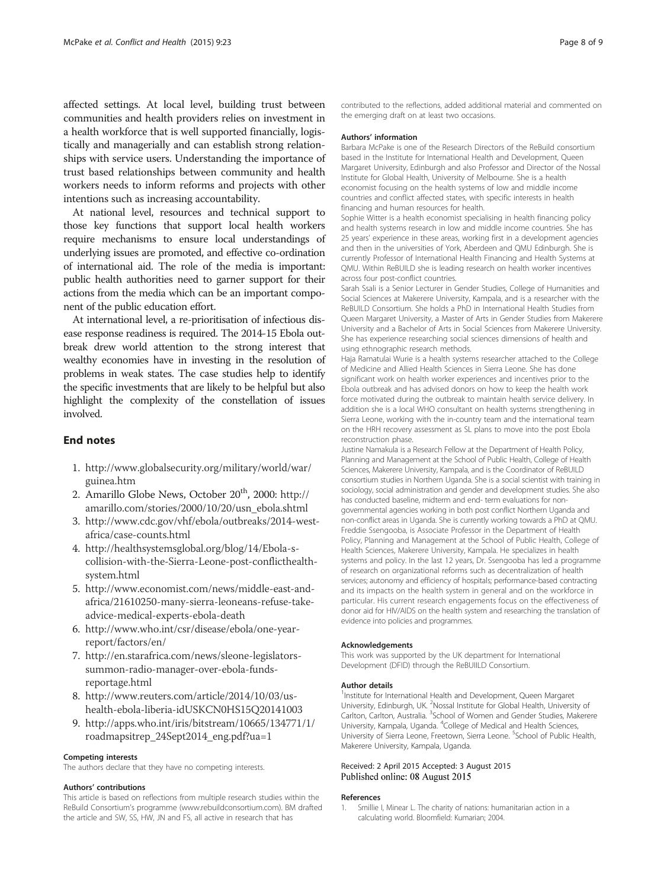affected settings. At local level, building trust between communities and health providers relies on investment in a health workforce that is well supported financially, logistically and managerially and can establish strong relationships with service users. Understanding the importance of trust based relationships between community and health workers needs to inform reforms and projects with other intentions such as increasing accountability.

At national level, resources and technical support to those key functions that support local health workers require mechanisms to ensure local understandings of underlying issues are promoted, and effective co-ordination of international aid. The role of the media is important: public health authorities need to garner support for their actions from the media which can be an important component of the public education effort.

At international level, a re-prioritisation of infectious disease response readiness is required. The 2014-15 Ebola outbreak drew world attention to the strong interest that wealthy economies have in investing in the resolution of problems in weak states. The case studies help to identify the specific investments that are likely to be helpful but also highlight the complexity of the constellation of issues involved.

## End notes

1. http://www.globalsecurity.org/military/world/war/guinea.htm
2. Amarillo Globe News, October 20th, 2000: http://amarillo.com/stories/2000/10/20/usn_ebola.shtml
3. http://www.cdc.gov/vhf/ebola/outbreaks/2014-west-africa/case-counts.html
4. http://healthsystemsglobal.org/blog/14/Ebola-s-collision-with-the-Sierra-Leone-post-conflicthealth-system.html
5. http://www.economist.com/news/middle-east-and-africa/21610250-many-sierra-leoneans-refuse-take-advice-medical-experts-ebola-death
6. http://www.who.int/csr/disease/ebola/one-year-report/factors/en/
7. http://en.starafrica.com/news/sleone-legislators-summon-radio-manager-over-ebola-funds-reportage.html
8. http://www.reuters.com/article/2014/10/03/us-health-ebola-liberia-idUSKCN0HS15Q20141003
9. http://apps.who.int/iris/bitstream/10665/134771/1/roadmapsitrep_24Sept2014_eng.pdf?ua=1

#### Competing interests

The authors declare that they have no competing interests.

#### Authors' contributions

This article is based on reflections from multiple research studies within the ReBuild Consortium's programme (www.rebuildconsortium.com). BM drafted the article and SW, SS, HW, JN and FS, all active in research that has contributed to the reflections, added additional material and commented on the emerging draft on at least two occasions.

#### Authors' information

Barbara McPake is one of the Research Directors of the ReBuild consortium based in the Institute for International Health and Development, Queen Margaret University, Edinburgh and also Professor and Director of the Nossal Institute for Global Health, University of Melbourne. She is a health economist focusing on the health systems of low and middle income countries and conflict affected states, with specific interests in health financing and human resources for health.

Sophie Witter is a health economist specialising in health financing policy and health systems research in low and middle income countries. She has 25 years' experience in these areas, working first in a development agencies and then in the universities of York, Aberdeen and QMU Edinburgh. She is currently Professor of International Health Financing and Health Systems at QMU. Within ReBUILD she is leading research on health worker incentives across four post-conflict countries.

Sarah Ssali is a Senior Lecturer in Gender Studies, College of Humanities and Social Sciences at Makerere University, Kampala, and is a researcher with the ReBUILD Consortium. She holds a PhD in International Health Studies from Queen Margaret University, a Master of Arts in Gender Studies from Makerere University and a Bachelor of Arts in Social Sciences from Makerere University. She has experience researching social sciences dimensions of health and using ethnographic research methods.

Haja Ramatulai Wurie is a health systems researcher attached to the College of Medicine and Allied Health Sciences in Sierra Leone. She has done significant work on health worker experiences and incentives prior to the Ebola outbreak and has advised donors on how to keep the health work force motivated during the outbreak to maintain health service delivery. In addition she is a local WHO consultant on health systems strengthening in Sierra Leone, working with the in-country team and the international team on the HRH recovery assessment as SL plans to move into the post Ebola reconstruction phase.

Justine Namakula is a Research Fellow at the Department of Health Policy, Planning and Management at the School of Public Health, College of Health Sciences, Makerere University, Kampala, and is the Coordinator of ReBUILD consortium studies in Northern Uganda. She is a social scientist with training in sociology, social administration and gender and development studies. She also has conducted baseline, midterm and end- term evaluations for non-governmental agencies working in both post conflict Northern Uganda and non-conflict areas in Uganda. She is currently working towards a PhD at QMU.

Freddie Ssengooba, is Associate Professor in the Department of Health Policy, Planning and Management at the School of Public Health, College of Health Sciences, Makerere University, Kampala. He specializes in health systems and policy. In the last 12 years, Dr. Ssengooba has led a programme of research on organizational reforms such as decentralization of health services; autonomy and efficiency of hospitals; performance-based contracting and its impacts on the health system in general and on the workforce in particular. His current research engagements focus on the effectiveness of donor aid for HIV/AIDS on the health system and researching the translation of evidence into policies and programmes.

#### Acknowledgements

This work was supported by the UK department for International Development (DFID) through the ReBUIILD Consortium.

#### Author details

[1]Institute for International Health and Development, Queen Margaret University, Edinburgh, UK. [2]Nossal Institute for Global Health, University of Carlton, Carlton, Australia. [3]School of Women and Gender Studies, Makerere University, Kampala, Uganda. [4]College of Medical and Health Sciences, University of Sierra Leone, Freetown, Sierra Leone. [5]School of Public Health, Makerere University, Kampala, Uganda.

Received: 2 April 2015 Accepted: 3 August 2015
Published online: 08 August 2015

#### References

1. Smillie I, Minear L. The charity of nations: humanitarian action in a calculating world. Bloomfield: Kumarian; 2004.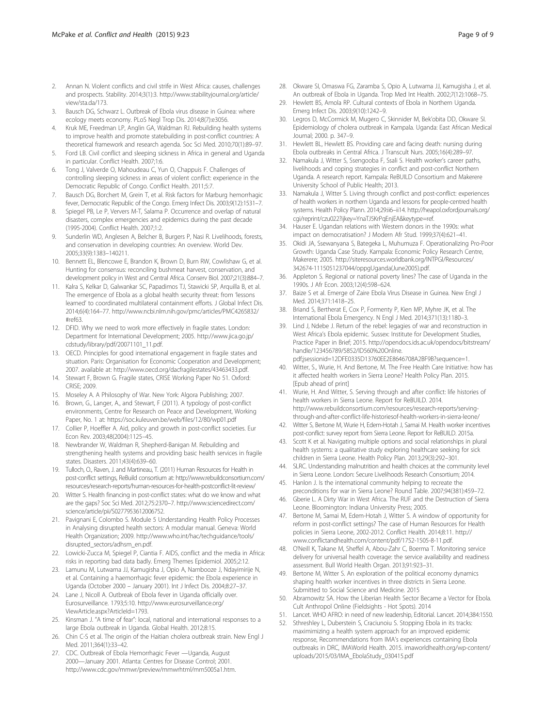2. Annan N. Violent conflicts and civil strife in West Africa: causes, challenges and prospects. Stability. 2014;3(1):3. http://www.stabilityjournal.org/article/view/sta.da/173.
3. Bausch DG, Schwarz L. Outbreak of Ebola virus disease in Guinea: where ecology meets economy. PLoS Negl Trop Dis. 2014;8(7):e3056.
4. Kruk ME, Freedman LP, Anglin GA, Waldman RJ. Rebuilding health systems to improve health and promote statebuilding in post-conflict countries: A theoretical framework and research agenda. Soc Sci Med. 2010;70(1):89–97.
5. Ford LB. Civil conflict and sleeping sickness in Africa in general and Uganda in particular. Conflict Health. 2007;1:6.
6. Tong J, Valverde O, Mahoudeau C, Yun O, Chappuis F. Challenges of controlling sleeping sickness in areas of violent conflict: experience in the Democratic Republic of Congo. Conflict Health. 2011;5:7.
7. Bausch DG, Borchert M, Grein T, et al. Risk factors for Marburg hemorrhagic fever, Democratic Republic of the Congo. Emerg Infect Dis. 2003;9(12):1531–7.
8. Spiegel PB, Le P, Ververs M-T, Salama P. Occurrence and overlap of natural disasters, complex emergencies and epidemics during the past decade (1995-2004). Conflict Health. 2007;1:2.
9. Sunderlin WD, Anglesen A, Belcher B, Burgers P, Nasi R. Livelihoods, forests, and conservation in developing countries: An overview. World Dev. 2005;33(9):1383–140211.
10. Bennett EL, Blencowe E, Brandon K, Brown D, Burn RW, Cowlishaw G, et al. Hunting for consensus: reconciling bushmeat harvest, conservation, and development policy in West and Central Africa. Conserv Biol. 2007;21(3):884–7.
11. Kalra S, Kelkar D, Galwankar SC, Papadimos TJ, Stawicki SP, Arquilla B, et al. The emergence of Ebola as a global health security threat: from 'lessons learned' to coordinated multilateral containment efforts. J Global Infect Dis. 2014;6(4):164–77. http://www.ncbi.nlm.nih.gov/pmc/articles/PMC4265832/#ref63.
12. DFID. Why we need to work more effectively in fragile states. London: Department for International Development; 2005. http://www.jica.go.jp/cdstudy/library/pdf/20071101_11.pdf.
13. OECD. Principles for good international engagement in fragile states and situation. Paris: Organisation for Economic Cooperation and Development; 2007. available at: http://www.oecd.org/dacfragilestates/43463433.pdf.
14. Stewart F, Brown G. Fragile states, CRISE Working Paper No 51. Oxford: CRISE; 2009.
15. Moseley A. A Philosophy of War. New York: Algora Publishing; 2007.
16. Brown, G., Langer, A., and Stewart, F (2011). A typology of post-conflict environments, Centre for Research on Peace and Development, Working Paper, No. 1 at: https://soc.kuleuven.be/web/files/12/80/wp01.pdf
17. Collier P, Hoeffler A. Aid, policy and growth in post-conflict societies. Eur Econ Rev. 2003;48(2004):1125–45.
18. Newbrander W, Waldman R, Shepherd-Banigan M. Rebuilding and strengthening health systems and providing basic health services in fragile states. Disasters. 2011;43(4):639–60.
19. Tulloch, O., Raven, J. and Martineau, T. (2011) Human Resources for Health in post-conflict settings, ReBuild consortium at: http://www.rebuildconsortium.com/resources/research-reports/human-resources-for-health-postconflict-lit-review/
20. Witter S. Health financing in post-conflict states: what do we know and what are the gaps? Soc Sci Med. 2012;75:2370–7. http://www.sciencedirect.com/science/article/pii/S0277953612006752.
21. Pavignani E, Colombo S. Module 5 Understanding Health Policy Processes in Analysing disrupted health sectors: A modular manual. Geneva: World Health Organization; 2009. http://www.who.int/hac/techguidance/tools/disrupted_sectors/adhsm_en.pdf.
22. Lowicki-Zucca M, Spiegel P, Ciantia F. AIDS, conflict and the media in Africa: risks in reporting bad data badly. Emerg Themes Epidemiol. 2005;2:12.
23. Lamunu M, Lutwama JJ, Kamugisha J, Opio A, Nambooze J, Ndayimirije N, et al. Containing a haemorrhagic fever epidemic: the Ebola experience in Uganda (October 2000 – January 2001). Int J Infect Dis. 2004;8:27–37.
24. Lane J, Nicoll A. Outbreak of Ebola fever in Uganda officially over. Eurosurveillance. 1793;5:10. http://www.eurosurveillance.org/ViewArticle.aspx?ArticleId=1793.
25. Kinsman J. "A time of fear": local, national and international responses to a large Ebola outbreak in Uganda. Global Health. 2012;8:15.
26. Chin C-S et al. The origin of the Haitian cholera outbreak strain. New Engl J Med. 2011;364(1):33–42.
27. CDC. Outbreak of Ebola Hemorrhagic Fever —Uganda, August 2000—January 2001. Atlanta: Centres for Disease Control; 2001. http://www.cdc.gov/mmwr/preview/mmwrhtml/mm5005a1.htm.
28. Okware SI, Omaswa FG, Zaramba S, Opio A, Lutwama JJ, Kamugisha J, et al. An outbreak of Ebola in Uganda. Trop Med Int Health. 2002;7(12):1068–75.
29. Hewlett BS, Amola RP. Cultural contexts of Ebola in Northern Uganda. Emerg Infect Dis. 2003;9(10):1242–9.
30. Legros D, McCormick M, Mugero C, Skinnider M, Bek'obita DD, Okware SI. Epidemiology of cholera outbreak in Kampala. Uganda: East African Medical Journal; 2000. p. 347–9.
31. Hewlett BL, Hewlett BS. Providing care and facing death: nursing during Ebola outbreaks in Central Africa. J Transcult Nurs. 2005;16(4):289–97.
32. Namakula J, Witter S, Ssengooba F, Ssali S. Health worker's career paths, livelihoods and coping strategies in conflict and post-conflict Northern Uganda. A research report. Kampala: ReBUILD Consortium and Makerere University School of Public Health; 2013.
33. Namakula J, Witter S. Living through conflict and post-conflict: experiences of health workers in northern Uganda and lessons for people-centred health systems. Health Policy Plann. 2014;29:ii6–ii14. http://heapol.oxfordjournals.org/cgi/reprint/czu022?ijkey=YnaTJ5KrPqEnjEA&keytype=ref.
34. Hauser E. Ugandan relations with Western donors in the 1990s: what impact on democratisation? J Modern Afr Stud. 1999;37(4):621–41.
35. Okidi JA, Ssewanyana S, Bategeka L, Muhumuza F. Operationalizing Pro-Poor Growth: Uganda Case Study. Kampala: Economic Policy Research Centre, Makerere; 2005. http://siteresources.worldbank.org/INTPGI/Resources/342674-1115051237044/oppgUganda(June2005).pdf.
36. Appleton S. Regional or national poverty lines? The case of Uganda in the 1990s. J Afr Econ. 2003;12(4):598–624.
37. Baize S et al. Emerge of Zaire Ebola Virus Disease in Guinea. New Engl J Med. 2014;371:1418–25.
38. Briand S, Bertherat E, Cox P, Formenty P, Kien MP, Myhre JK, et al. The International Ebola Emergency. N Engl J Med. 2014;371(13):1180–3.
39. Lind J, Ndebe J. Return of the rebel: legagies of war and reconstruction in West Africa's Ebola epidemic. Sussex: Institute for Development Studies, Practice Paper in Brief; 2015. http://opendocs.ids.ac.uk/opendocs/bitstream/handle/123456789/5852/ID560%20Online.pdf;jsessionid=12DFE0335D13760EE2E8646708A2BF9B?sequence=1.
40. Witter, S., Wurie, H. And Bertone, M. The Free Health Care Initiative: how has it affected health workers in Sierra Leone? Health Policy Plan. 2015. [Epub ahead of print]
41. Wurie, H. And Witter, S. Serving through and after conflict: life histories of health workers in Sierra Leone. Report for ReBUILD. 2014. http://www.rebuildconsortium.com/resources/research-reports/serving-through-and-after-conflict-life-historiesof-health-workers-in-sierra-leone/
42. Witter S, Bertone M, Wurie H, Edem-Hotah J, Samai M. Health worker incentives post-conflict: survey report from Sierra Leone. Report for ReBUILD. 2015a.
43. Scott K et al. Navigating multiple options and social relationships in plural health systems: a qualitative study exploring healthcare seeking for sick children in Sierra Leone. Health Policy Plan. 2013;29(3):292–301.
44. SLRC. Understanding malnutrition and health choices at the community level in Sierra Leone. London: Secure Livelihoods Research Consortium; 2014.
45. Hanlon J. Is the international community helping to recreate the preconditions for war in Sierra Leone? Round Table. 2007;94(381):459–72.
46. Gberie L. A Dirty War in West Africa. The RUF and the Destruction of Sierra Leone. Bloomington: Indiana University Press; 2005.
47. Bertone M, Samai M, Edem-Hotah J, Witter S. A window of opportunity for reform in post-conflict settings? The case of Human Resources for Health policies in Sierra Leone, 2002-2012. Conflict Health. 2014;8:11. http://www.conflictandhealth.com/content/pdf/1752-1505-8-11.pdf.
48. O'Neill K, Takane M, Sheffel A, Abou-Zahr C, Boerma T. Monitoring service delivery for universal health coverage: the service availability and readiness assessment. Bull World Health Organ. 2013;91:923–31.
49. Bertone M, Witter S. An exploration of the political economy dynamics shaping health worker incentives in three districts in Sierra Leone. Submitted to Social Science and Medicine. 2015
50. Abramowitz SA. How the Liberian Health Sector Became a Vector for Ebola. Cult Anthropol Online (Fieldsights - Hot Spots). 2014
51. Lancet. WHO AFRO: in need of new leadership, Editorial. Lancet. 2014;384:1550.
52. Sthreshley L, Duberstein S, Craciunoiu S. Stopping Ebola in its tracks: maximimizing a health system approach for an improved epidemic response, Recommendations from IMA's experiences containing Ebola outbreaks in DRC, IMAWorld Health. 2015. imaworldhealth.org/wp-content/uploads/2015/03/IMA_EbolaStudy_030415.pdf